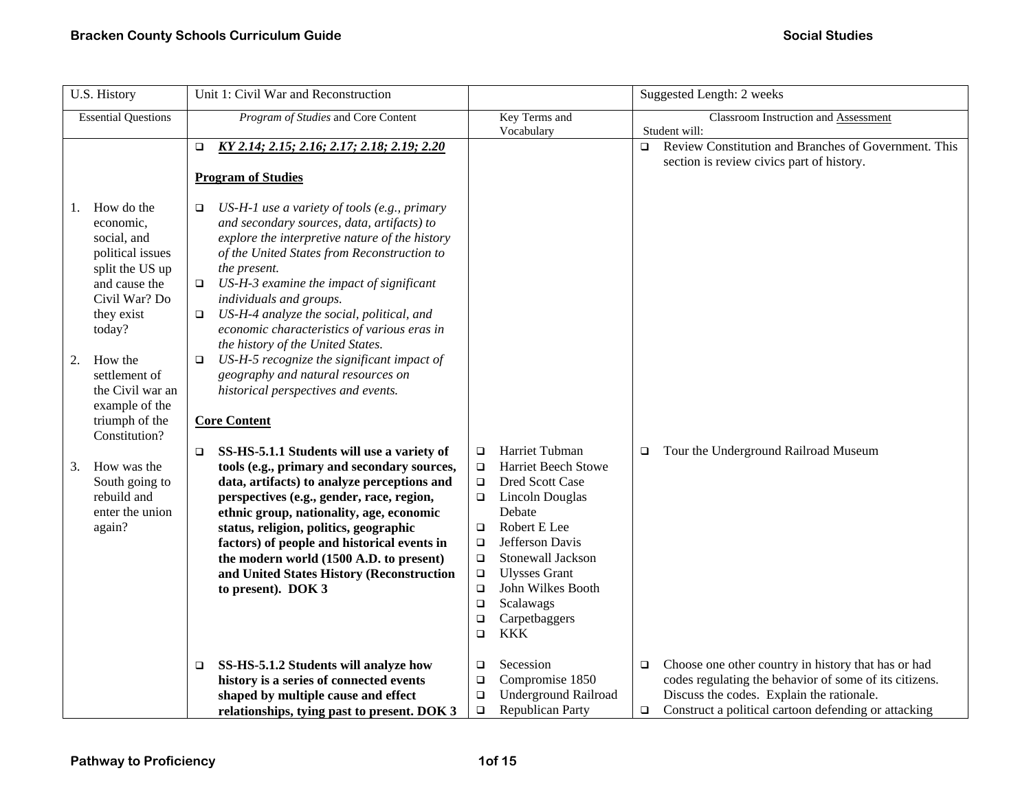| U.S. History | Unit 1: Civil War and Reconstruction | | Suggested Length: 2 weeks |
| --- | --- | --- | --- |
| Essential Questions | *Program of Studies* and Core Content | Key Terms and Vocabulary | Classroom Instruction and Assessment<br>Student will: |
| 1. How do the economic, social, and political issues split the US up and cause the Civil War? Do they exist today?<br><br>2. How the settlement of the Civil war an example of the triumph of the Constitution?<br><br>3. How was the South going to rebuild and enter the union again? | ❑ ***KY 2.14; 2.15; 2.16; 2.17; 2.18; 2.19; 2.20***<br><br>**Program of Studies**<br><br>❑ *US-H-1 use a variety of tools (e.g., primary and secondary sources, data, artifacts) to explore the interpretive nature of the history of the United States from Reconstruction to the present.*<br>❑ *US-H-3 examine the impact of significant individuals and groups.*<br>❑ *US-H-4 analyze the social, political, and economic characteristics of various eras in the history of the United States.*<br>❑ *US-H-5 recognize the significant impact of geography and natural resources on historical perspectives and events.*<br><br>**Core Content** | | ❑ Review Constitution and Branches of Government. This section is review civics part of history. |
| | ❑ **SS-HS-5.1.1 Students will use a variety of tools (e.g., primary and secondary sources, data, artifacts) to analyze perceptions and perspectives (e.g., gender, race, region, ethnic group, nationality, age, economic status, religion, politics, geographic factors) of people and historical events in the modern world (1500 A.D. to present) and United States History (Reconstruction to present). DOK 3** | ❑ Harriet Tubman<br>❑ Harriet Beech Stowe<br>❑ Dred Scott Case<br>❑ Lincoln Douglas Debate<br>❑ Robert E Lee<br>❑ Jefferson Davis<br>❑ Stonewall Jackson<br>❑ Ulysses Grant<br>❑ John Wilkes Booth<br>❑ Scalawags<br>❑ Carpetbaggers<br>❑ KKK | ❑ Tour the Underground Railroad Museum |
| | ❑ **SS-HS-5.1.2 Students will analyze how history is a series of connected events shaped by multiple cause and effect relationships, tying past to present. DOK 3** | ❑ Secession<br>❑ Compromise 1850<br>❑ Underground Railroad<br>❑ Republican Party | ❑ Choose one other country in history that has or had codes regulating the behavior of some of its citizens. Discuss the codes. Explain the rationale.<br>❑ Construct a political cartoon defending or attacking |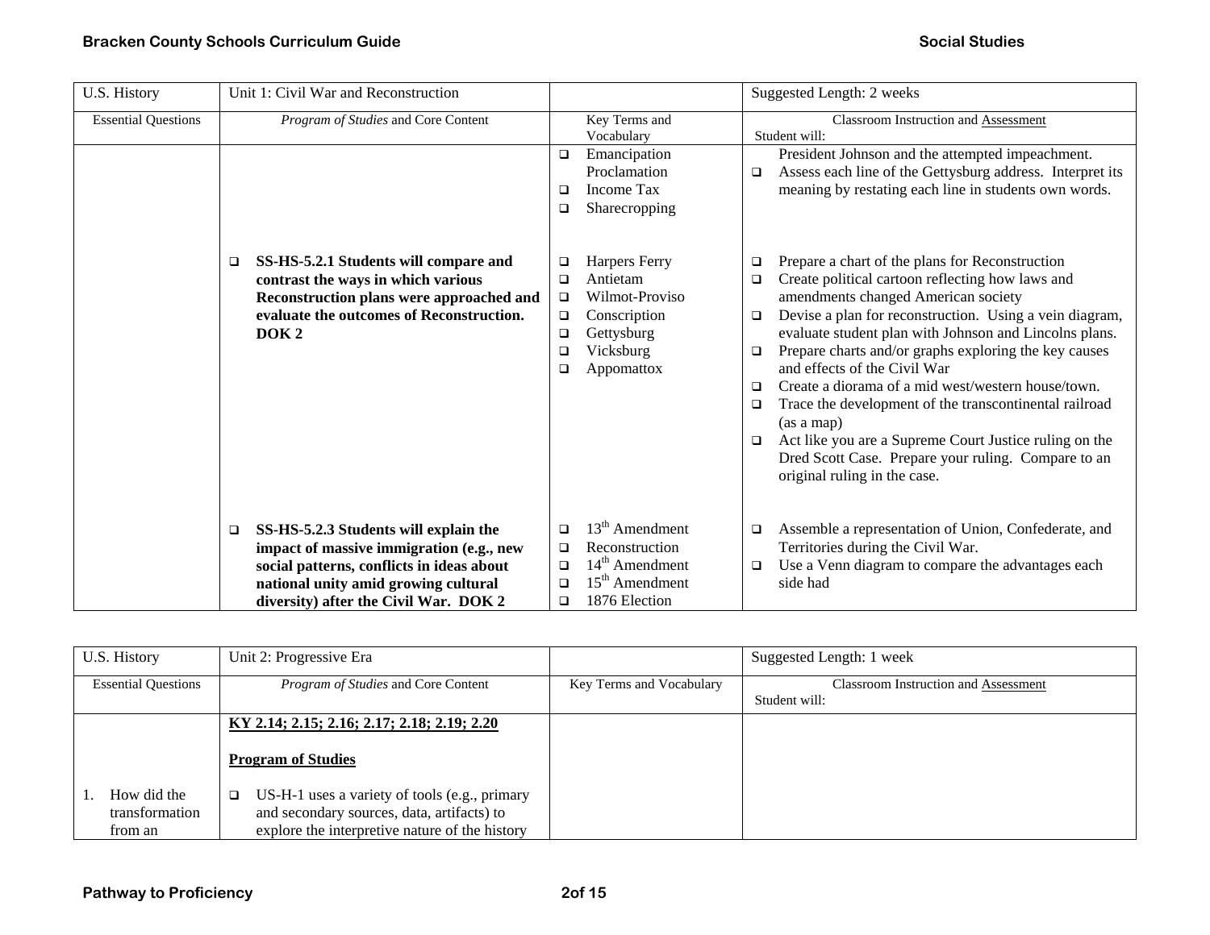| U.S. History | Unit 1: Civil War and Reconstruction | | Suggested Length: 2 weeks |
|---|---|---|---|
| Essential Questions | *Program of Studies* and Core Content | Key Terms and Vocabulary | Classroom Instruction and Assessment<br>Student will: |
| | | ❑ Emancipation Proclamation<br>❑ Income Tax<br>❑ Sharecropping | President Johnson and the attempted impeachment.<br>❑ Assess each line of the Gettysburg address. Interpret its meaning by restating each line in students own words. |
| | ❑ **SS-HS-5.2.1 Students will compare and contrast the ways in which various Reconstruction plans were approached and evaluate the outcomes of Reconstruction. DOK 2** | ❑ Harpers Ferry<br>❑ Antietam<br>❑ Wilmot-Proviso<br>❑ Conscription<br>❑ Gettysburg<br>❑ Vicksburg<br>❑ Appomattox | ❑ Prepare a chart of the plans for Reconstruction<br>❑ Create political cartoon reflecting how laws and amendments changed American society<br>❑ Devise a plan for reconstruction. Using a vein diagram, evaluate student plan with Johnson and Lincolns plans.<br>❑ Prepare charts and/or graphs exploring the key causes and effects of the Civil War<br>❑ Create a diorama of a mid west/western house/town.<br>❑ Trace the development of the transcontinental railroad (as a map)<br>❑ Act like you are a Supreme Court Justice ruling on the Dred Scott Case. Prepare your ruling. Compare to an original ruling in the case. |
| | ❑ **SS-HS-5.2.3 Students will explain the impact of massive immigration (e.g., new social patterns, conflicts in ideas about national unity amid growing cultural diversity) after the Civil War. DOK 2** | ❑ 13th Amendment<br>❑ Reconstruction<br>❑ 14th Amendment<br>❑ 15th Amendment<br>❑ 1876 Election | ❑ Assemble a representation of Union, Confederate, and Territories during the Civil War.<br>❑ Use a Venn diagram to compare the advantages each side had |

| U.S. History | Unit 2: Progressive Era | | Suggested Length: 1 week |
|---|---|---|---|
| Essential Questions | *Program of Studies* and Core Content | Key Terms and Vocabulary | Classroom Instruction and Assessment<br>Student will: |
| 1. How did the transformation from an | **KY 2.14; 2.15; 2.16; 2.17; 2.18; 2.19; 2.20**<br><br>**Program of Studies**<br><br>❑ US-H-1 uses a variety of tools (e.g., primary and secondary sources, data, artifacts) to explore the interpretive nature of the history | | |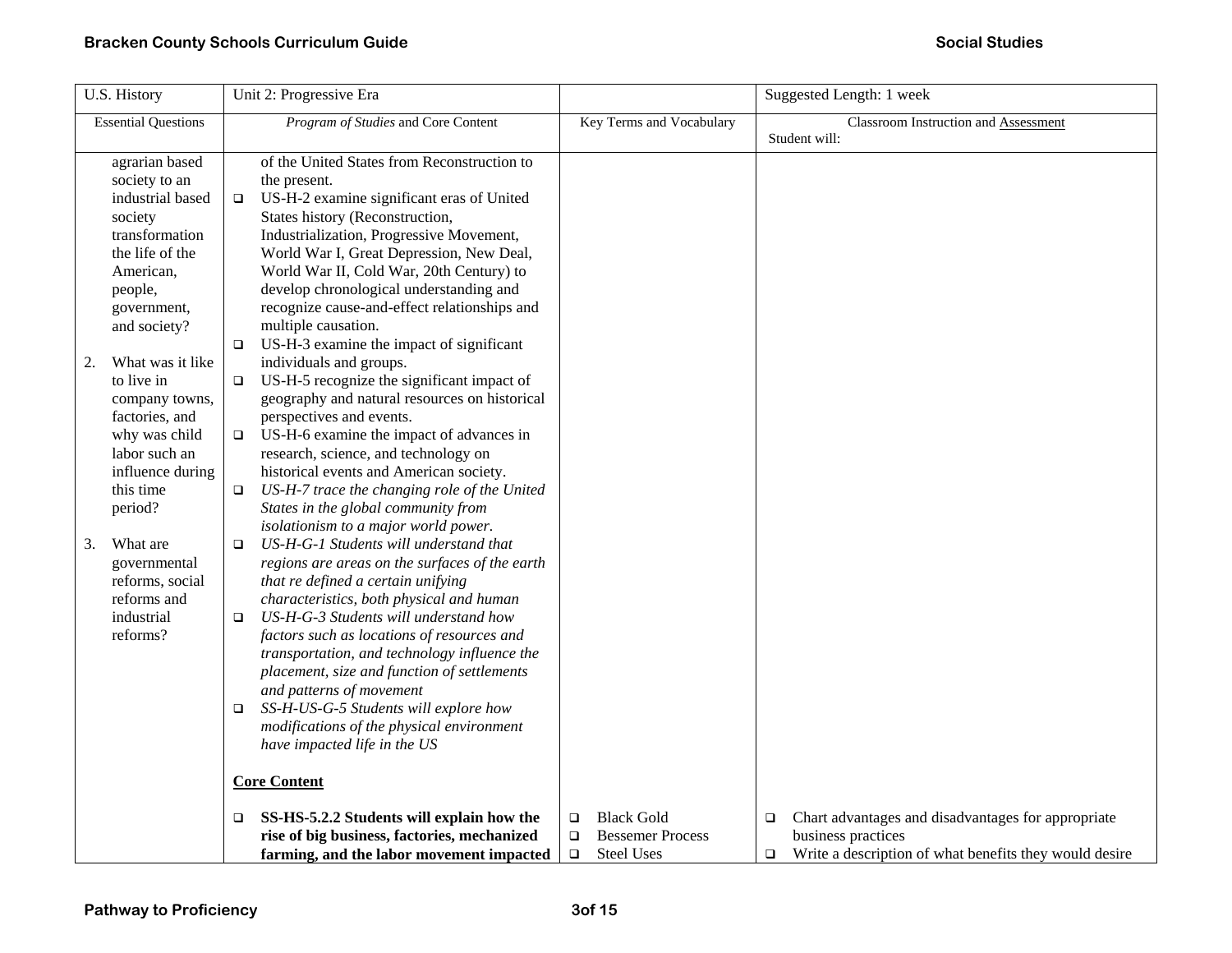| U.S. History | Unit 2: Progressive Era | | Suggested Length: 1 week |
|---|---|---|---|
| Essential Questions | *Program of Studies* and Core Content | Key Terms and Vocabulary | Classroom Instruction and Assessment<br>Student will: |
| agrarian based society to an industrial based society transformation the life of the American, people, government, and society?<br><br>2. What was it like to live in company towns, factories, and why was child labor such an influence during this time period?<br><br>3. What are governmental reforms, social reforms and industrial reforms? | of the United States from Reconstruction to the present.<br>❑ US-H-2 examine significant eras of United States history (Reconstruction, Industrialization, Progressive Movement, World War I, Great Depression, New Deal, World War II, Cold War, 20th Century) to develop chronological understanding and recognize cause-and-effect relationships and multiple causation.<br>❑ US-H-3 examine the impact of significant individuals and groups.<br>❑ US-H-5 recognize the significant impact of geography and natural resources on historical perspectives and events.<br>❑ US-H-6 examine the impact of advances in research, science, and technology on historical events and American society.<br>❑ *US-H-7 trace the changing role of the United States in the global community from isolationism to a major world power.*<br>❑ *US-H-G-1 Students will understand that regions are areas on the surfaces of the earth that re defined a certain unifying characteristics, both physical and human*<br>❑ *US-H-G-3 Students will understand how factors such as locations of resources and transportation, and technology influence the placement, size and function of settlements and patterns of movement*<br>❑ *SS-H-US-G-5 Students will explore how modifications of the physical environment have impacted life in the US*<br><br>**Core Content**<br><br>❑ **SS-HS-5.2.2 Students will explain how the rise of big business, factories, mechanized farming, and the labor movement impacted** | ❑ Black Gold<br>❑ Bessemer Process<br>❑ Steel Uses | ❑ Chart advantages and disadvantages for appropriate business practices<br>❑ Write a description of what benefits they would desire |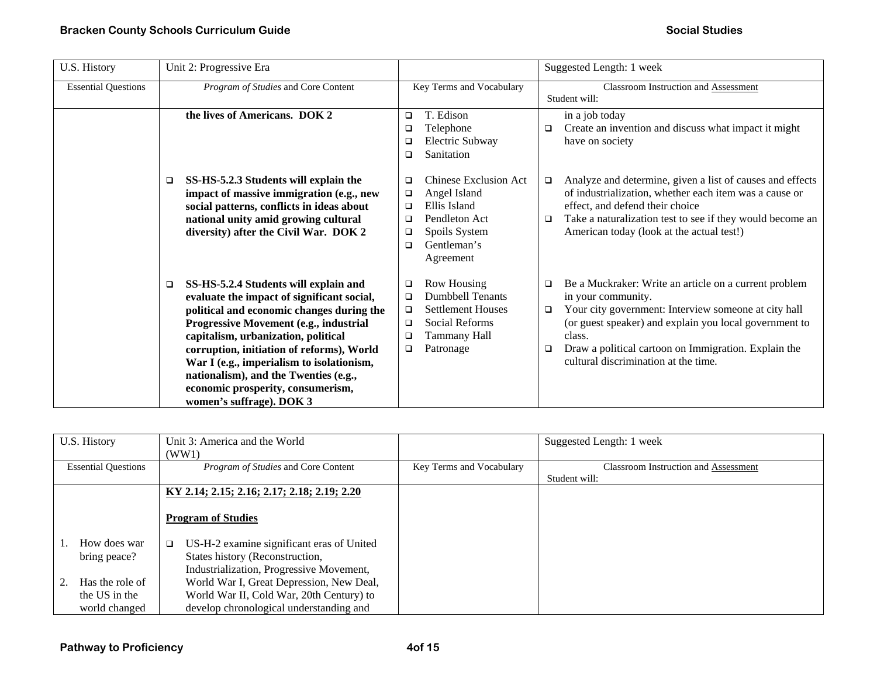| U.S. History | Unit 2: Progressive Era | | Suggested Length: 1 week |
|---|---|---|---|
| Essential Questions | *Program of Studies* and Core Content | Key Terms and Vocabulary | Classroom Instruction and Assessment<br>Student will: |
| | **the lives of Americans. DOK 2** | ❑ T. Edison<br>❑ Telephone<br>❑ Electric Subway<br>❑ Sanitation | in a job today<br>❑ Create an invention and discuss what impact it might have on society |
| | ❑ **SS-HS-5.2.3 Students will explain the impact of massive immigration (e.g., new social patterns, conflicts in ideas about national unity amid growing cultural diversity) after the Civil War. DOK 2** | ❑ Chinese Exclusion Act<br>❑ Angel Island<br>❑ Ellis Island<br>❑ Pendleton Act<br>❑ Spoils System<br>❑ Gentleman's Agreement | ❑ Analyze and determine, given a list of causes and effects of industrialization, whether each item was a cause or effect, and defend their choice<br>❑ Take a naturalization test to see if they would become an American today (look at the actual test!) |
| | ❑ **SS-HS-5.2.4 Students will explain and evaluate the impact of significant social, political and economic changes during the Progressive Movement (e.g., industrial capitalism, urbanization, political corruption, initiation of reforms), World War I (e.g., imperialism to isolationism, nationalism), and the Twenties (e.g., economic prosperity, consumerism, women's suffrage). DOK 3** | ❑ Row Housing<br>❑ Dumbbell Tenants<br>❑ Settlement Houses<br>❑ Social Reforms<br>❑ Tammany Hall<br>❑ Patronage | ❑ Be a Muckraker: Write an article on a current problem in your community.<br>❑ Your city government: Interview someone at city hall (or guest speaker) and explain you local government to class.<br>❑ Draw a political cartoon on Immigration. Explain the cultural discrimination at the time. |

| U.S. History | Unit 3: America and the World (WW1) | | Suggested Length: 1 week |
|---|---|---|---|
| Essential Questions | *Program of Studies* and Core Content | Key Terms and Vocabulary | Classroom Instruction and Assessment<br>Student will: |
| 1. How does war bring peace?<br><br>2. Has the role of the US in the world changed | **KY 2.14; 2.15; 2.16; 2.17; 2.18; 2.19; 2.20**<br><br>**Program of Studies**<br><br>❑ US-H-2 examine significant eras of United States history (Reconstruction, Industrialization, Progressive Movement, World War I, Great Depression, New Deal, World War II, Cold War, 20th Century) to develop chronological understanding and | | |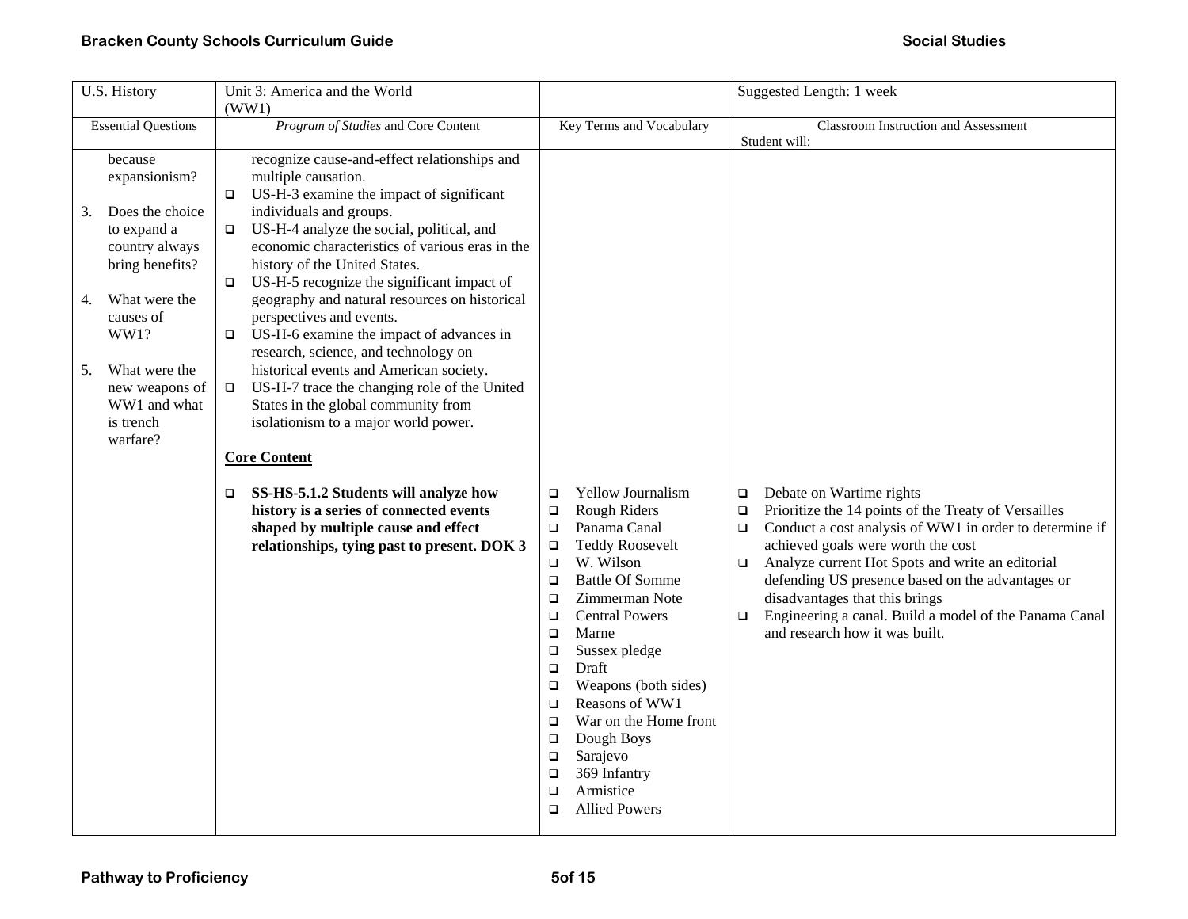| U.S. History | Unit 3: America and the World (WW1) | | Suggested Length: 1 week |
|---|---|---|---|
| Essential Questions | *Program of Studies* and Core Content | Key Terms and Vocabulary | Classroom Instruction and Assessment<br>Student will: |
| because expansionism?<br><br>3. Does the choice to expand a country always bring benefits?<br><br>4. What were the causes of WW1?<br><br>5. What were the new weapons of WW1 and what is trench warfare? | recognize cause-and-effect relationships and multiple causation.<br>❑ US-H-3 examine the impact of significant individuals and groups.<br>❑ US-H-4 analyze the social, political, and economic characteristics of various eras in the history of the United States.<br>❑ US-H-5 recognize the significant impact of geography and natural resources on historical perspectives and events.<br>❑ US-H-6 examine the impact of advances in research, science, and technology on historical events and American society.<br>❑ US-H-7 trace the changing role of the United States in the global community from isolationism to a major world power.<br><br>**Core Content**<br><br>❑ **SS-HS-5.1.2 Students will analyze how history is a series of connected events shaped by multiple cause and effect relationships, tying past to present. DOK 3** | ❑ Yellow Journalism<br>❑ Rough Riders<br>❑ Panama Canal<br>❑ Teddy Roosevelt<br>❑ W. Wilson<br>❑ Battle Of Somme<br>❑ Zimmerman Note<br>❑ Central Powers<br>❑ Marne<br>❑ Sussex pledge<br>❑ Draft<br>❑ Weapons (both sides)<br>❑ Reasons of WW1<br>❑ War on the Home front<br>❑ Dough Boys<br>❑ Sarajevo<br>❑ 369 Infantry<br>❑ Armistice<br>❑ Allied Powers | ❑ Debate on Wartime rights<br>❑ Prioritize the 14 points of the Treaty of Versailles<br>❑ Conduct a cost analysis of WW1 in order to determine if achieved goals were worth the cost<br>❑ Analyze current Hot Spots and write an editorial defending US presence based on the advantages or disadvantages that this brings<br>❑ Engineering a canal. Build a model of the Panama Canal and research how it was built. |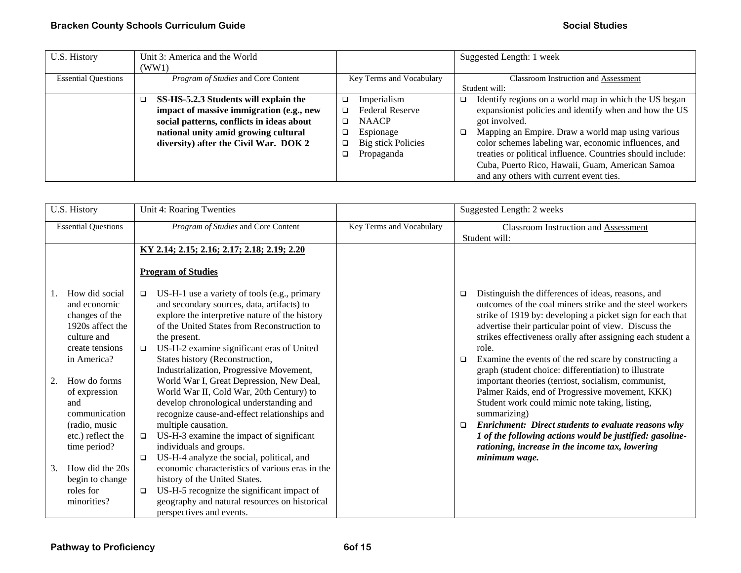| U.S. History | Unit 3: America and the World (WW1) | | Suggested Length: 1 week |
|---|---|---|---|
| Essential Questions | *Program of Studies* and Core Content | Key Terms and Vocabulary | Classroom Instruction and Assessment<br>Student will: |
| | ❑ **SS-HS-5.2.3 Students will explain the impact of massive immigration (e.g., new social patterns, conflicts in ideas about national unity amid growing cultural diversity) after the Civil War. DOK 2** | ❑ Imperialism<br>❑ Federal Reserve<br>❑ NAACP<br>❑ Espionage<br>❑ Big stick Policies<br>❑ Propaganda | ❑ Identify regions on a world map in which the US began expansionist policies and identify when and how the US got involved.<br>❑ Mapping an Empire. Draw a world map using various color schemes labeling war, economic influences, and treaties or political influence. Countries should include: Cuba, Puerto Rico, Hawaii, Guam, American Samoa and any others with current event ties. |

| U.S. History | Unit 4: Roaring Twenties | | Suggested Length: 2 weeks |
|---|---|---|---|
| Essential Questions | *Program of Studies* and Core Content | Key Terms and Vocabulary | Classroom Instruction and Assessment<br>Student will: |
| 1. How did social and economic changes of the 1920s affect the culture and create tensions in America?<br><br>2. How do forms of expression and communication (radio, music etc.) reflect the time period?<br><br>3. How did the 20s begin to change roles for minorities? | **KY 2.14; 2.15; 2.16; 2.17; 2.18; 2.19; 2.20**<br><br>**Program of Studies**<br><br>❑ US-H-1 use a variety of tools (e.g., primary and secondary sources, data, artifacts) to explore the interpretive nature of the history of the United States from Reconstruction to the present.<br>❑ US-H-2 examine significant eras of United States history (Reconstruction, Industrialization, Progressive Movement, World War I, Great Depression, New Deal, World War II, Cold War, 20th Century) to develop chronological understanding and recognize cause-and-effect relationships and multiple causation.<br>❑ US-H-3 examine the impact of significant individuals and groups.<br>❑ US-H-4 analyze the social, political, and economic characteristics of various eras in the history of the United States.<br>❑ US-H-5 recognize the significant impact of geography and natural resources on historical perspectives and events. | | ❑ Distinguish the differences of ideas, reasons, and outcomes of the coal miners strike and the steel workers strike of 1919 by: developing a picket sign for each that advertise their particular point of view. Discuss the strikes effectiveness orally after assigning each student a role.<br>❑ Examine the events of the red scare by constructing a graph (student choice: differentiation) to illustrate important theories (terriost, socialism, communist, Palmer Raids, end of Progressive movement, KKK) Student work could mimic note taking, listing, summarizing)<br>❑ ***Enrichment: Direct students to evaluate reasons why 1 of the following actions would be justified: gasoline-rationing, increase in the income tax, lowering minimum wage.*** |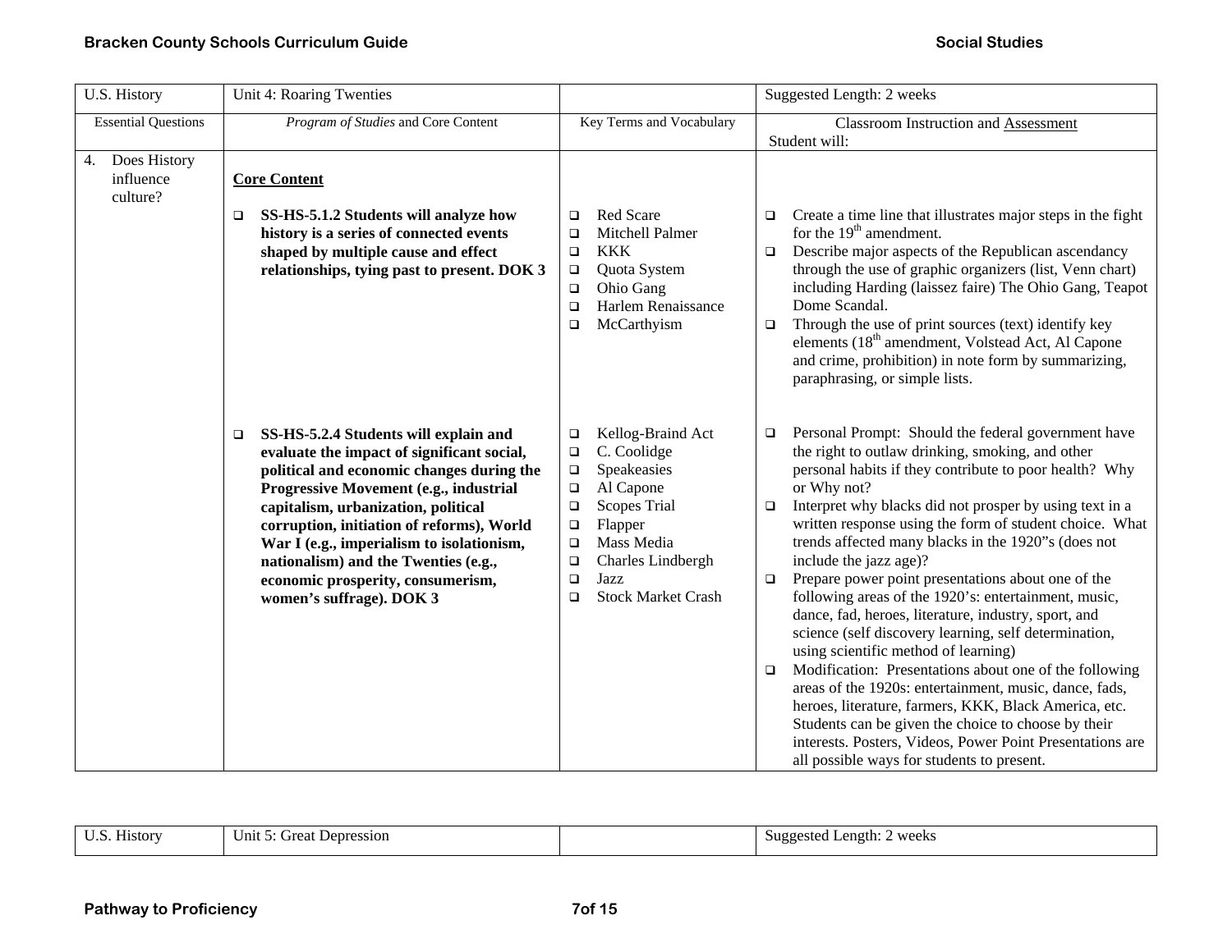| U.S. History | Unit 4: Roaring Twenties | | Suggested Length: 2 weeks |
|---|---|---|---|
| Essential Questions | *Program of Studies* and Core Content | Key Terms and Vocabulary | Classroom Instruction and Assessment<br>Student will: |
| 4. Does History influence culture? | **Core Content**<br><br>❑ **SS-HS-5.1.2 Students will analyze how history is a series of connected events shaped by multiple cause and effect relationships, tying past to present. DOK 3** | ❑ Red Scare<br>❑ Mitchell Palmer<br>❑ KKK<br>❑ Quota System<br>❑ Ohio Gang<br>❑ Harlem Renaissance<br>❑ McCarthyism | ❑ Create a time line that illustrates major steps in the fight for the 19th amendment.<br>❑ Describe major aspects of the Republican ascendancy through the use of graphic organizers (list, Venn chart) including Harding (laissez faire) The Ohio Gang, Teapot Dome Scandal.<br>❑ Through the use of print sources (text) identify key elements (18th amendment, Volstead Act, Al Capone and crime, prohibition) in note form by summarizing, paraphrasing, or simple lists. |
| | ❑ **SS-HS-5.2.4 Students will explain and evaluate the impact of significant social, political and economic changes during the Progressive Movement (e.g., industrial capitalism, urbanization, political corruption, initiation of reforms), World War I (e.g., imperialism to isolationism, nationalism) and the Twenties (e.g., economic prosperity, consumerism, women's suffrage). DOK 3** | ❑ Kellog-Braind Act<br>❑ C. Coolidge<br>❑ Speakeasies<br>❑ Al Capone<br>❑ Scopes Trial<br>❑ Flapper<br>❑ Mass Media<br>❑ Charles Lindbergh<br>❑ Jazz<br>❑ Stock Market Crash | ❑ Personal Prompt: Should the federal government have the right to outlaw drinking, smoking, and other personal habits if they contribute to poor health? Why or Why not?<br>❑ Interpret why blacks did not prosper by using text in a written response using the form of student choice. What trends affected many blacks in the 1920"s (does not include the jazz age)?<br>❑ Prepare power point presentations about one of the following areas of the 1920's: entertainment, music, dance, fad, heroes, literature, industry, sport, and science (self discovery learning, self determination, using scientific method of learning)<br>❑ Modification: Presentations about one of the following areas of the 1920s: entertainment, music, dance, fads, heroes, literature, farmers, KKK, Black America, etc. Students can be given the choice to choose by their interests. Posters, Videos, Power Point Presentations are all possible ways for students to present. |

| U.S. History | Unit 5: Great Depression | | Suggested Length: 2 weeks |
|---|---|---|---|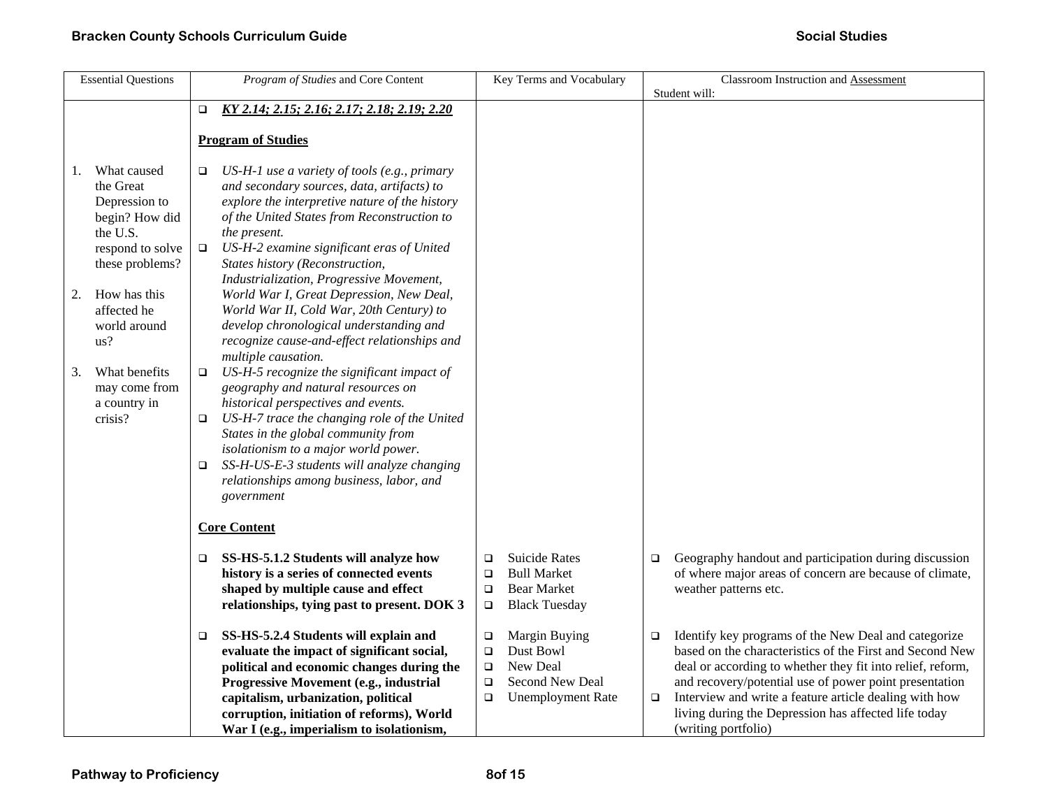| Essential Questions | *Program of Studies* and Core Content | Key Terms and Vocabulary | Classroom Instruction and <u>Assessment</u><br>Student will: |
|---|---|---|---|
| | ❑ ***<u>KY 2.14; 2.15; 2.16; 2.17; 2.18; 2.19; 2.20</u>***<br><br>**<u>Program of Studies</u>** | | |
| 1. What caused the Great Depression to begin? How did the U.S. respond to solve these problems?<br><br>2. How has this affected he world around us?<br><br>3. What benefits may come from a country in crisis? | ❑ *US-H-1 use a variety of tools (e.g., primary and secondary sources, data, artifacts) to explore the interpretive nature of the history of the United States from Reconstruction to the present.*<br>❑ *US-H-2 examine significant eras of United States history (Reconstruction, Industrialization, Progressive Movement, World War I, Great Depression, New Deal, World War II, Cold War, 20th Century) to develop chronological understanding and recognize cause-and-effect relationships and multiple causation.*<br>❑ *US-H-5 recognize the significant impact of geography and natural resources on historical perspectives and events.*<br>❑ *US-H-7 trace the changing role of the United States in the global community from isolationism to a major world power.*<br>❑ *SS-H-US-E-3 students will analyze changing relationships among business, labor, and government*<br><br>**<u>Core Content</u>** | | |
| | ❑ **SS-HS-5.1.2 Students will analyze how history is a series of connected events shaped by multiple cause and effect relationships, tying past to present. DOK 3** | ❑ Suicide Rates<br>❑ Bull Market<br>❑ Bear Market<br>❑ Black Tuesday | ❑ Geography handout and participation during discussion of where major areas of concern are because of climate, weather patterns etc. |
| | ❑ **SS-HS-5.2.4 Students will explain and evaluate the impact of significant social, political and economic changes during the Progressive Movement (e.g., industrial capitalism, urbanization, political corruption, initiation of reforms), World War I (e.g., imperialism to isolationism,** | ❑ Margin Buying<br>❑ Dust Bowl<br>❑ New Deal<br>❑ Second New Deal<br>❑ Unemployment Rate | ❑ Identify key programs of the New Deal and categorize based on the characteristics of the First and Second New deal or according to whether they fit into relief, reform, and recovery/potential use of power point presentation<br>❑ Interview and write a feature article dealing with how living during the Depression has affected life today (writing portfolio) |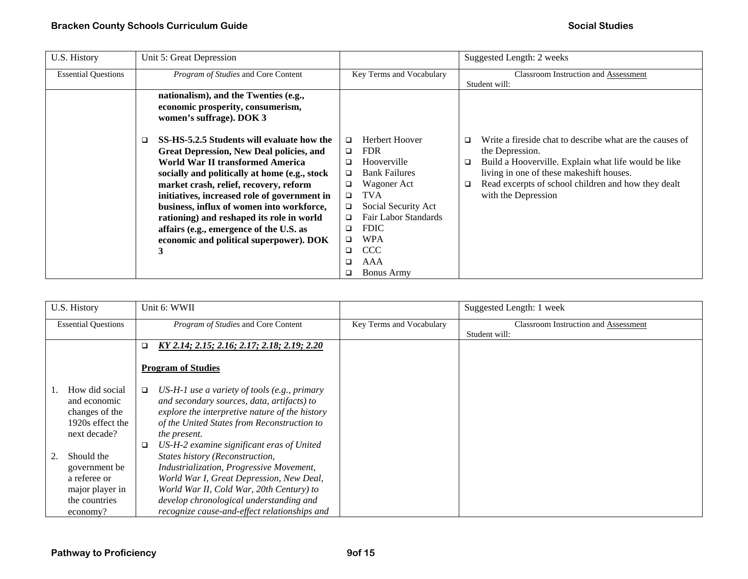| U.S. History | Unit 5: Great Depression | | Suggested Length: 2 weeks |
|---|---|---|---|
| Essential Questions | *Program of Studies* and Core Content | Key Terms and Vocabulary | Classroom Instruction and Assessment<br>Student will: |
| | **nationalism), and the Twenties (e.g., economic prosperity, consumerism, women's suffrage). DOK 3**<br><br>❑ **SS-HS-5.2.5 Students will evaluate how the Great Depression, New Deal policies, and World War II transformed America socially and politically at home (e.g., stock market crash, relief, recovery, reform initiatives, increased role of government in business, influx of women into workforce, rationing) and reshaped its role in world affairs (e.g., emergence of the U.S. as economic and political superpower). DOK 3** | ❑ Herbert Hoover<br>❑ FDR<br>❑ Hooverville<br>❑ Bank Failures<br>❑ Wagoner Act<br>❑ TVA<br>❑ Social Security Act<br>❑ Fair Labor Standards<br>❑ FDIC<br>❑ WPA<br>❑ CCC<br>❑ AAA<br>❑ Bonus Army | ❑ Write a fireside chat to describe what are the causes of the Depression.<br>❑ Build a Hooverville. Explain what life would be like living in one of these makeshift houses.<br>❑ Read excerpts of school children and how they dealt with the Depression |

| U.S. History | Unit 6: WWII | | Suggested Length: 1 week |
|---|---|---|---|
| Essential Questions | *Program of Studies* and Core Content | Key Terms and Vocabulary | Classroom Instruction and Assessment<br>Student will: |
| 1. How did social and economic changes of the 1920s effect the next decade?<br><br>2. Should the government be a referee or major player in the countries economy? | ❑ ***KY 2.14; 2.15; 2.16; 2.17; 2.18; 2.19; 2.20***<br><br>**Program of Studies**<br><br>❑ *US-H-1 use a variety of tools (e.g., primary and secondary sources, data, artifacts) to explore the interpretive nature of the history of the United States from Reconstruction to the present.*<br>❑ *US-H-2 examine significant eras of United States history (Reconstruction, Industrialization, Progressive Movement, World War I, Great Depression, New Deal, World War II, Cold War, 20th Century) to develop chronological understanding and recognize cause-and-effect relationships and* | | |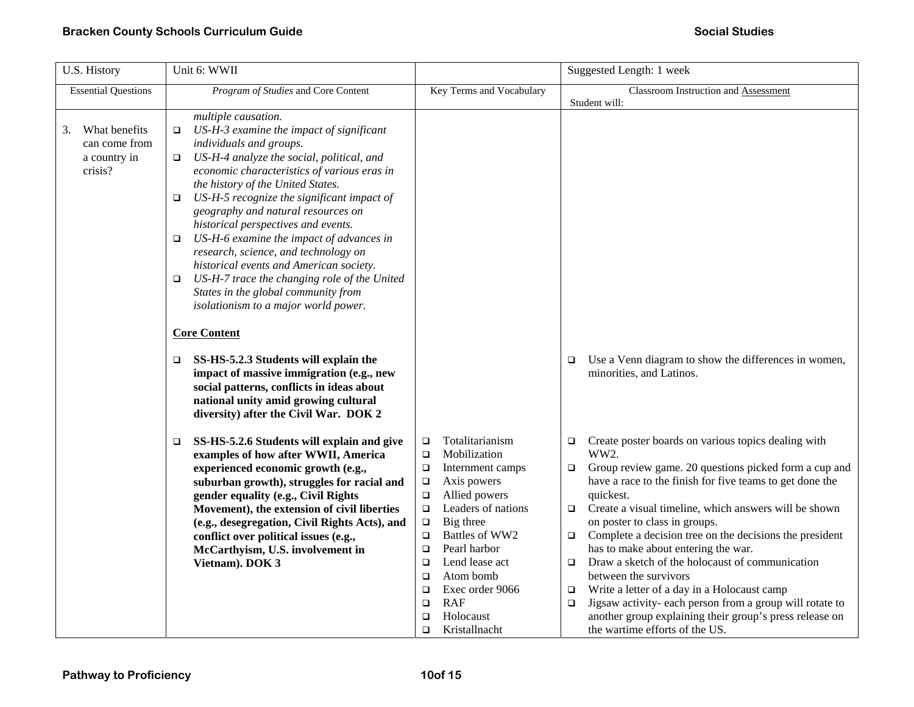| U.S. History | Unit 6: WWII | | Suggested Length: 1 week |
|---|---|---|---|
| Essential Questions | *Program of Studies* and Core Content | Key Terms and Vocabulary | Classroom Instruction and Assessment<br>Student will: |
| 3. What benefits can come from a country in crisis? | *multiple causation.*<br>❑ *US-H-3 examine the impact of significant individuals and groups.*<br>❑ *US-H-4 analyze the social, political, and economic characteristics of various eras in the history of the United States.*<br>❑ *US-H-5 recognize the significant impact of geography and natural resources on historical perspectives and events.*<br>❑ *US-H-6 examine the impact of advances in research, science, and technology on historical events and American society.*<br>❑ *US-H-7 trace the changing role of the United States in the global community from isolationism to a major world power.*<br><br>**Core Content**<br><br>❑ **SS-HS-5.2.3 Students will explain the impact of massive immigration (e.g., new social patterns, conflicts in ideas about national unity amid growing cultural diversity) after the Civil War. DOK 2** | | ❑ Use a Venn diagram to show the differences in women, minorities, and Latinos. |
| | ❑ **SS-HS-5.2.6 Students will explain and give examples of how after WWII, America experienced economic growth (e.g., suburban growth), struggles for racial and gender equality (e.g., Civil Rights Movement), the extension of civil liberties (e.g., desegregation, Civil Rights Acts), and conflict over political issues (e.g., McCarthyism, U.S. involvement in Vietnam). DOK 3** | ❑ Totalitarianism<br>❑ Mobilization<br>❑ Internment camps<br>❑ Axis powers<br>❑ Allied powers<br>❑ Leaders of nations<br>❑ Big three<br>❑ Battles of WW2<br>❑ Pearl harbor<br>❑ Lend lease act<br>❑ Atom bomb<br>❑ Exec order 9066<br>❑ RAF<br>❑ Holocaust<br>❑ Kristallnacht | ❑ Create poster boards on various topics dealing with WW2.<br>❑ Group review game. 20 questions picked form a cup and have a race to the finish for five teams to get done the quickest.<br>❑ Create a visual timeline, which answers will be shown on poster to class in groups.<br>❑ Complete a decision tree on the decisions the president has to make about entering the war.<br>❑ Draw a sketch of the holocaust of communication between the survivors<br>❑ Write a letter of a day in a Holocaust camp<br>❑ Jigsaw activity- each person from a group will rotate to another group explaining their group's press release on the wartime efforts of the US. |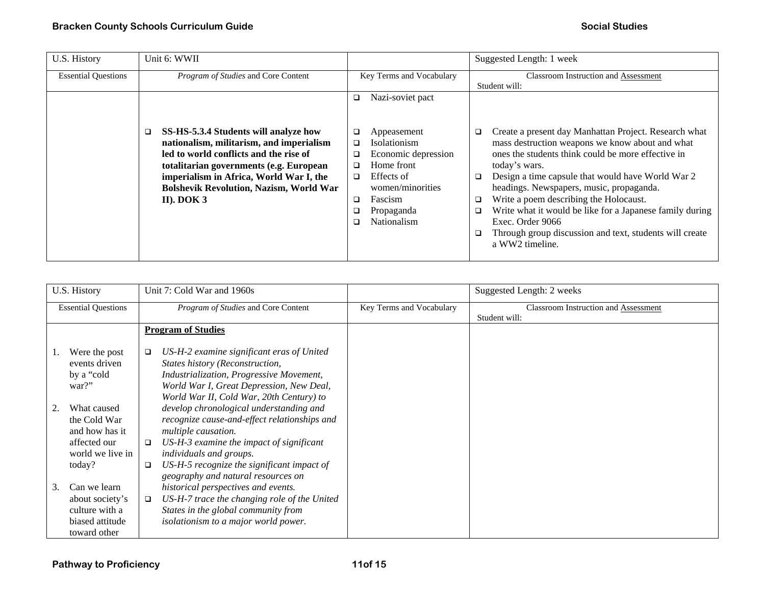| U.S. History | Unit 6: WWII | | Suggested Length: 1 week |
|---|---|---|---|
| Essential Questions | *Program of Studies* and Core Content | Key Terms and Vocabulary | Classroom Instruction and Assessment<br>Student will: |
| | ❑ **SS-HS-5.3.4 Students will analyze how nationalism, militarism, and imperialism led to world conflicts and the rise of totalitarian governments (e.g. European imperialism in Africa, World War I, the Bolshevik Revolution, Nazism, World War II). DOK 3** | ❑ Nazi-soviet pact<br>❑ Appeasement<br>❑ Isolationism<br>❑ Economic depression<br>❑ Home front<br>❑ Effects of women/minorities<br>❑ Fascism<br>❑ Propaganda<br>❑ Nationalism | ❑ Create a present day Manhattan Project. Research what mass destruction weapons we know about and what ones the students think could be more effective in today's wars.<br>❑ Design a time capsule that would have World War 2 headings. Newspapers, music, propaganda.<br>❑ Write a poem describing the Holocaust.<br>❑ Write what it would be like for a Japanese family during Exec. Order 9066<br>❑ Through group discussion and text, students will create a WW2 timeline. |

| U.S. History | Unit 7: Cold War and 1960s | | Suggested Length: 2 weeks |
|---|---|---|---|
| Essential Questions | *Program of Studies* and Core Content | Key Terms and Vocabulary | Classroom Instruction and Assessment<br>Student will: |
| 1. Were the post events driven by a "cold war?"<br>2. What caused the Cold War and how has it affected our world we live in today?<br>3. Can we learn about society's culture with a biased attitude toward other | **Program of Studies**<br>❑ *US-H-2 examine significant eras of United States history (Reconstruction, Industrialization, Progressive Movement, World War I, Great Depression, New Deal, World War II, Cold War, 20th Century) to develop chronological understanding and recognize cause-and-effect relationships and multiple causation.*<br>❑ *US-H-3 examine the impact of significant individuals and groups.*<br>❑ *US-H-5 recognize the significant impact of geography and natural resources on historical perspectives and events.*<br>❑ *US-H-7 trace the changing role of the United States in the global community from isolationism to a major world power.* | | |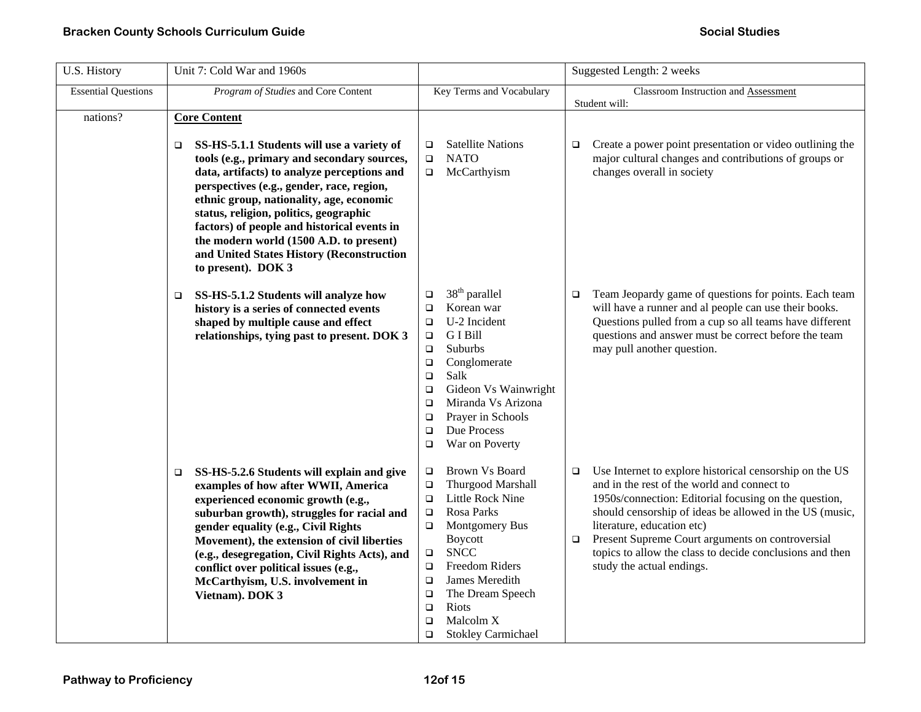| U.S. History | Unit 7: Cold War and 1960s | | Suggested Length: 2 weeks |
|---|---|---|---|
| Essential Questions | *Program of Studies* and Core Content | Key Terms and Vocabulary | Classroom Instruction and Assessment<br>Student will: |
| nations? | **Core Content**<br><br>❑ **SS-HS-5.1.1 Students will use a variety of tools (e.g., primary and secondary sources, data, artifacts) to analyze perceptions and perspectives (e.g., gender, race, region, ethnic group, nationality, age, economic status, religion, politics, geographic factors) of people and historical events in the modern world (1500 A.D. to present) and United States History (Reconstruction to present). DOK 3** | ❑ Satellite Nations<br>❑ NATO<br>❑ McCarthyism | ❑ Create a power point presentation or video outlining the major cultural changes and contributions of groups or changes overall in society |
| | ❑ **SS-HS-5.1.2 Students will analyze how history is a series of connected events shaped by multiple cause and effect relationships, tying past to present. DOK 3** | ❑ 38th parallel<br>❑ Korean war<br>❑ U-2 Incident<br>❑ G I Bill<br>❑ Suburbs<br>❑ Conglomerate<br>❑ Salk<br>❑ Gideon Vs Wainwright<br>❑ Miranda Vs Arizona<br>❑ Prayer in Schools<br>❑ Due Process<br>❑ War on Poverty | ❑ Team Jeopardy game of questions for points. Each team will have a runner and al people can use their books. Questions pulled from a cup so all teams have different questions and answer must be correct before the team may pull another question. |
| | ❑ **SS-HS-5.2.6 Students will explain and give examples of how after WWII, America experienced economic growth (e.g., suburban growth), struggles for racial and gender equality (e.g., Civil Rights Movement), the extension of civil liberties (e.g., desegregation, Civil Rights Acts), and conflict over political issues (e.g., McCarthyism, U.S. involvement in Vietnam). DOK 3** | ❑ Brown Vs Board<br>❑ Thurgood Marshall<br>❑ Little Rock Nine<br>❑ Rosa Parks<br>❑ Montgomery Bus Boycott<br>❑ SNCC<br>❑ Freedom Riders<br>❑ James Meredith<br>❑ The Dream Speech<br>❑ Riots<br>❑ Malcolm X<br>❑ Stokley Carmichael | ❑ Use Internet to explore historical censorship on the US and in the rest of the world and connect to 1950s/connection: Editorial focusing on the question, should censorship of ideas be allowed in the US (music, literature, education etc)<br>❑ Present Supreme Court arguments on controversial topics to allow the class to decide conclusions and then study the actual endings. |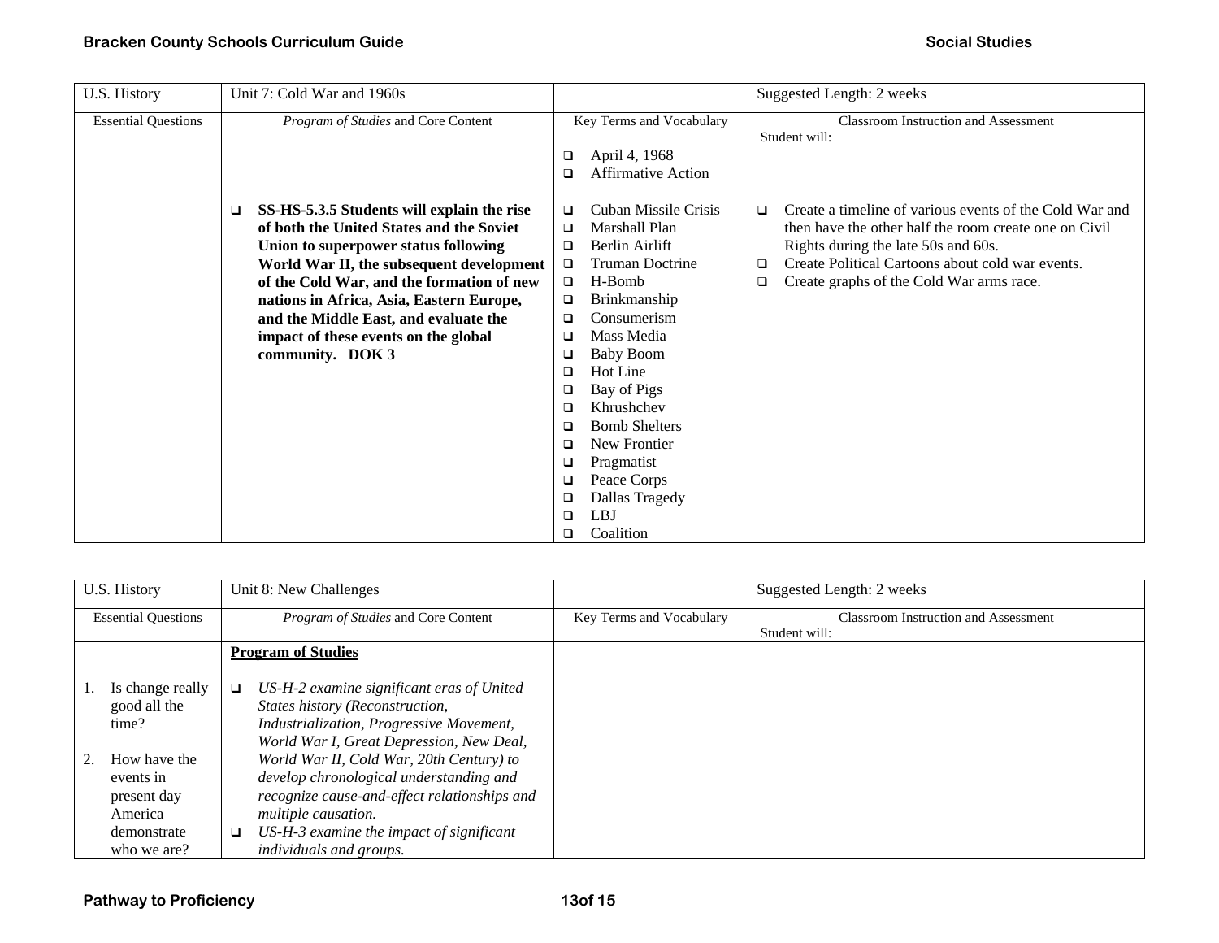| U.S. History | Unit 7: Cold War and 1960s | | Suggested Length: 2 weeks |
|---|---|---|---|
| Essential Questions | *Program of Studies* and Core Content | Key Terms and Vocabulary | Classroom Instruction and Assessment<br>Student will: |
| | ❑ **SS-HS-5.3.5 Students will explain the rise of both the United States and the Soviet Union to superpower status following World War II, the subsequent development of the Cold War, and the formation of new nations in Africa, Asia, Eastern Europe, and the Middle East, and evaluate the impact of these events on the global community. DOK 3** | ❑ April 4, 1968<br>❑ Affirmative Action<br><br>❑ Cuban Missile Crisis<br>❑ Marshall Plan<br>❑ Berlin Airlift<br>❑ Truman Doctrine<br>❑ H-Bomb<br>❑ Brinkmanship<br>❑ Consumerism<br>❑ Mass Media<br>❑ Baby Boom<br>❑ Hot Line<br>❑ Bay of Pigs<br>❑ Khrushchev<br>❑ Bomb Shelters<br>❑ New Frontier<br>❑ Pragmatist<br>❑ Peace Corps<br>❑ Dallas Tragedy<br>❑ LBJ<br>❑ Coalition | ❑ Create a timeline of various events of the Cold War and then have the other half the room create one on Civil Rights during the late 50s and 60s.<br>❑ Create Political Cartoons about cold war events.<br>❑ Create graphs of the Cold War arms race. |

| U.S. History | Unit 8: New Challenges | | Suggested Length: 2 weeks |
|---|---|---|---|
| Essential Questions | *Program of Studies* and Core Content | Key Terms and Vocabulary | Classroom Instruction and Assessment<br>Student will: |
| 1. Is change really good all the time?<br><br>2. How have the events in present day America demonstrate who we are? | **Program of Studies**<br><br>❑ *US-H-2 examine significant eras of United States history (Reconstruction, Industrialization, Progressive Movement, World War I, Great Depression, New Deal, World War II, Cold War, 20th Century) to develop chronological understanding and recognize cause-and-effect relationships and multiple causation.*<br>❑ *US-H-3 examine the impact of significant individuals and groups.* | | |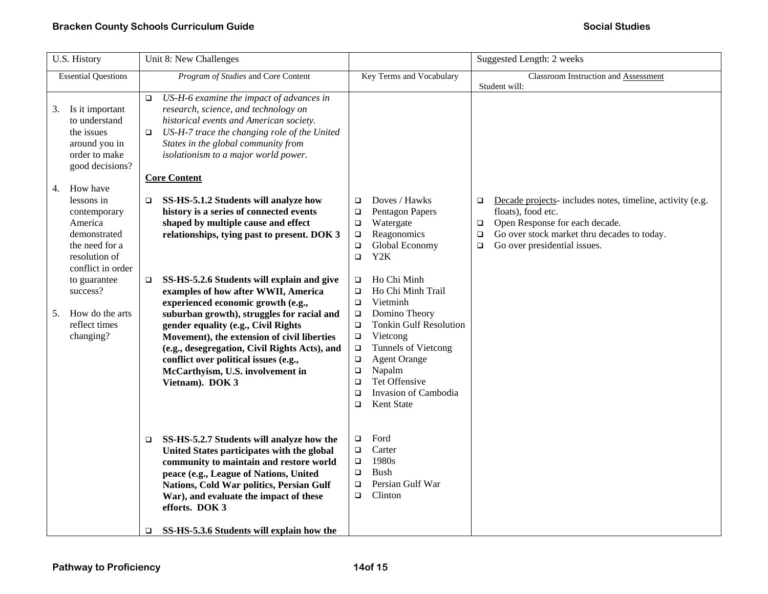| U.S. History | Unit 8: New Challenges | | Suggested Length: 2 weeks |
|---|---|---|---|
| Essential Questions | *Program of Studies* and Core Content | Key Terms and Vocabulary | Classroom Instruction and Assessment<br>Student will: |
| 3. Is it important to understand the issues around you in order to make good decisions?<br><br>4. How have lessons in contemporary America demonstrated the need for a resolution of conflict in order to guarantee success?<br><br>5. How do the arts reflect times changing? | ❑ *US-H-6 examine the impact of advances in research, science, and technology on historical events and American society.*<br>❑ *US-H-7 trace the changing role of the United States in the global community from isolationism to a major world power.*<br><br>**Core Content**<br><br>❑ **SS-HS-5.1.2 Students will analyze how history is a series of connected events shaped by multiple cause and effect relationships, tying past to present. DOK 3**<br><br>❑ **SS-HS-5.2.6 Students will explain and give examples of how after WWII, America experienced economic growth (e.g., suburban growth), struggles for racial and gender equality (e.g., Civil Rights Movement), the extension of civil liberties (e.g., desegregation, Civil Rights Acts), and conflict over political issues (e.g., McCarthyism, U.S. involvement in Vietnam). DOK 3**<br><br>❑ **SS-HS-5.2.7 Students will analyze how the United States participates with the global community to maintain and restore world peace (e.g., League of Nations, United Nations, Cold War politics, Persian Gulf War), and evaluate the impact of these efforts. DOK 3**<br><br>❑ **SS-HS-5.3.6 Students will explain how the** | ❑ Doves / Hawks<br>❑ Pentagon Papers<br>❑ Watergate<br>❑ Reagonomics<br>❑ Global Economy<br>❑ Y2K<br><br>❑ Ho Chi Minh<br>❑ Ho Chi Minh Trail<br>❑ Vietminh<br>❑ Domino Theory<br>❑ Tonkin Gulf Resolution<br>❑ Vietcong<br>❑ Tunnels of Vietcong<br>❑ Agent Orange<br>❑ Napalm<br>❑ Tet Offensive<br>❑ Invasion of Cambodia<br>❑ Kent State<br><br>❑ Ford<br>❑ Carter<br>❑ 1980s<br>❑ Bush<br>❑ Persian Gulf War<br>❑ Clinton | ❑ Decade projects- includes notes, timeline, activity (e.g. floats), food etc.<br>❑ Open Response for each decade.<br>❑ Go over stock market thru decades to today.<br>❑ Go over presidential issues. |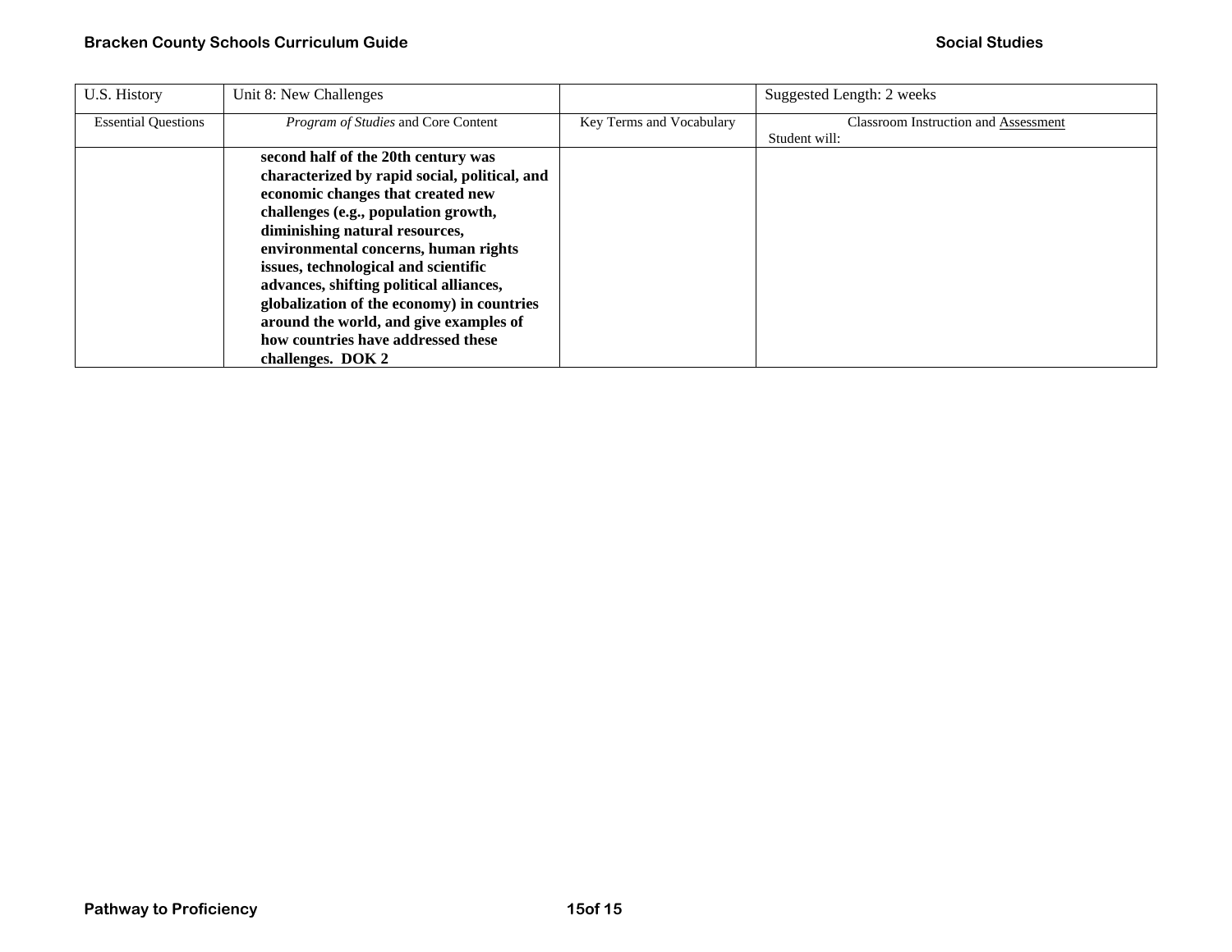| U.S. History | Unit 8: New Challenges | | Suggested Length: 2 weeks |
|---|---|---|---|
| Essential Questions | *Program of Studies* and Core Content | Key Terms and Vocabulary | Classroom Instruction and Assessment<br>Student will: |
| | **second half of the 20th century was characterized by rapid social, political, and economic changes that created new challenges (e.g., population growth, diminishing natural resources, environmental concerns, human rights issues, technological and scientific advances, shifting political alliances, globalization of the economy) in countries around the world, and give examples of how countries have addressed these challenges. DOK 2** | | |